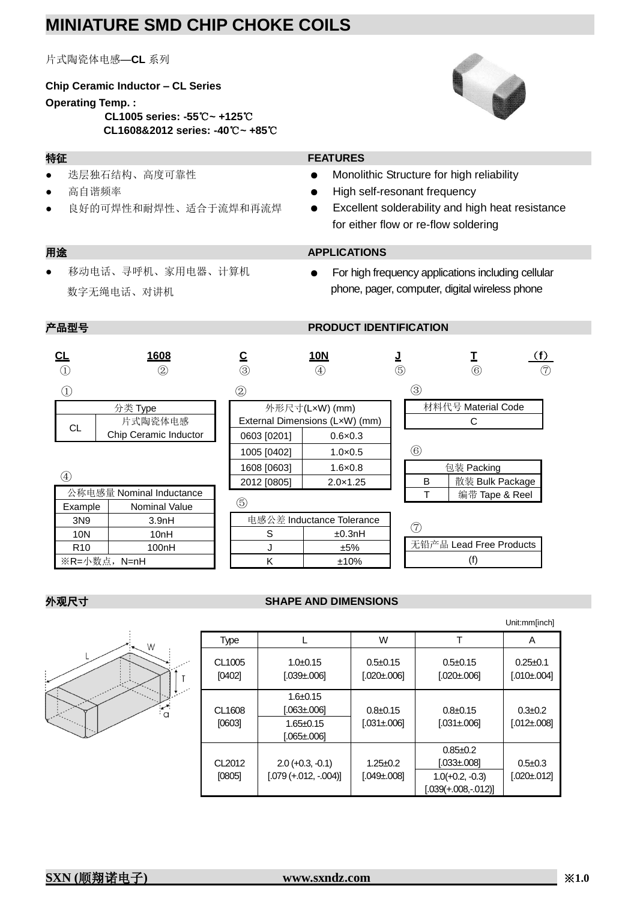# MINIATURE SMD CHIP CHOKE COILS

片式陶瓷体电感—**CL** 系列

**Chip Ceramic Inductor – CL Series**

**Operating Temp. :**

**CL1005 series: -55℃~ +125℃**

**CL1608&2012 series: -40℃~ +85℃**

## 特征 / FEATURES

- 迭层独石结构、高度可靠性
- 高自谐频率
- 良好的可焊性和耐焊性、适合于流焊和再流焊

- Monolithic Structure for high reliability
- High self-resonant frequency
- Excellent solderability and high heat resistance for either flow or re-flow soldering

## 用途 / APPLICATIONS

- 移动电话、寻呼机、家用电器、计算机 数字无绳电话、对讲机

- For high frequency applications including cellular phone, pager, computer, digital wireless phone

## 产品型号 / PRODUCT IDENTIFICATION

| CL | 1608 | C | 10N | J | T | (f) |
|---|---|---|---|---|---|---|
| ① | ② | ③ | ④ | ⑤ | ⑥ | ⑦ |

①

| 分类 Type | |
|---|---|
| CL | 片式陶瓷体电感 Chip Ceramic Inductor |

②

| 外形尺寸(L×W) (mm) External Dimensions (L×W) (mm) | |
|---|---|
| 0603 [0201] | 0.6×0.3 |
| 1005 [0402] | 1.0×0.5 |
| 1608 [0603] | 1.6×0.8 |
| 2012 [0805] | 2.0×1.25 |

③

| 材料代号 Material Code |
|---|
| C |

④

| 公称电感量 Nominal Inductance | |
|---|---|
| Example | Nominal Value |
| 3N9 | 3.9nH |
| 10N | 10nH |
| R10 | 100nH |
| ※R=小数点，N=nH | |

⑤

| 电感公差 Inductance Tolerance | |
|---|---|
| S | ±0.3nH |
| J | ±5% |
| K | ±10% |

⑥

| 包装 Packing | |
|---|---|
| B | 散装 Bulk Package |
| T | 编带 Tape & Reel |

⑦

| 无铅产品 Lead Free Products |
|---|
| (f) |

## 外观尺寸 / SHAPE AND DIMENSIONS

Unit:mm[inch]

| Type | L | W | T | A |
|---|---|---|---|---|
| CL1005 [0402] | 1.0±0.15 [.039±.006] | 0.5±0.15 [.020±.006] | 0.5±0.15 [.020±.006] | 0.25±0.1 [.010±.004] |
| CL1608 [0603] | 1.6±0.15 [.063±.006]<br>1.65±0.15 [.065±.006] | 0.8±0.15 [.031±.006] | 0.8±0.15 [.031±.006] | 0.3±0.2 [.012±.008] |
| CL2012 [0805] | 2.0 (+0.3, -0.1) [.079 (+.012, -.004)] | 1.25±0.2 [.049±.008] | 0.85±0.2 [.033±.008]<br>1.0(+0.2, -0.3) [.039(+.008,-.012)] | 0.5±0.3 [.020±.012] |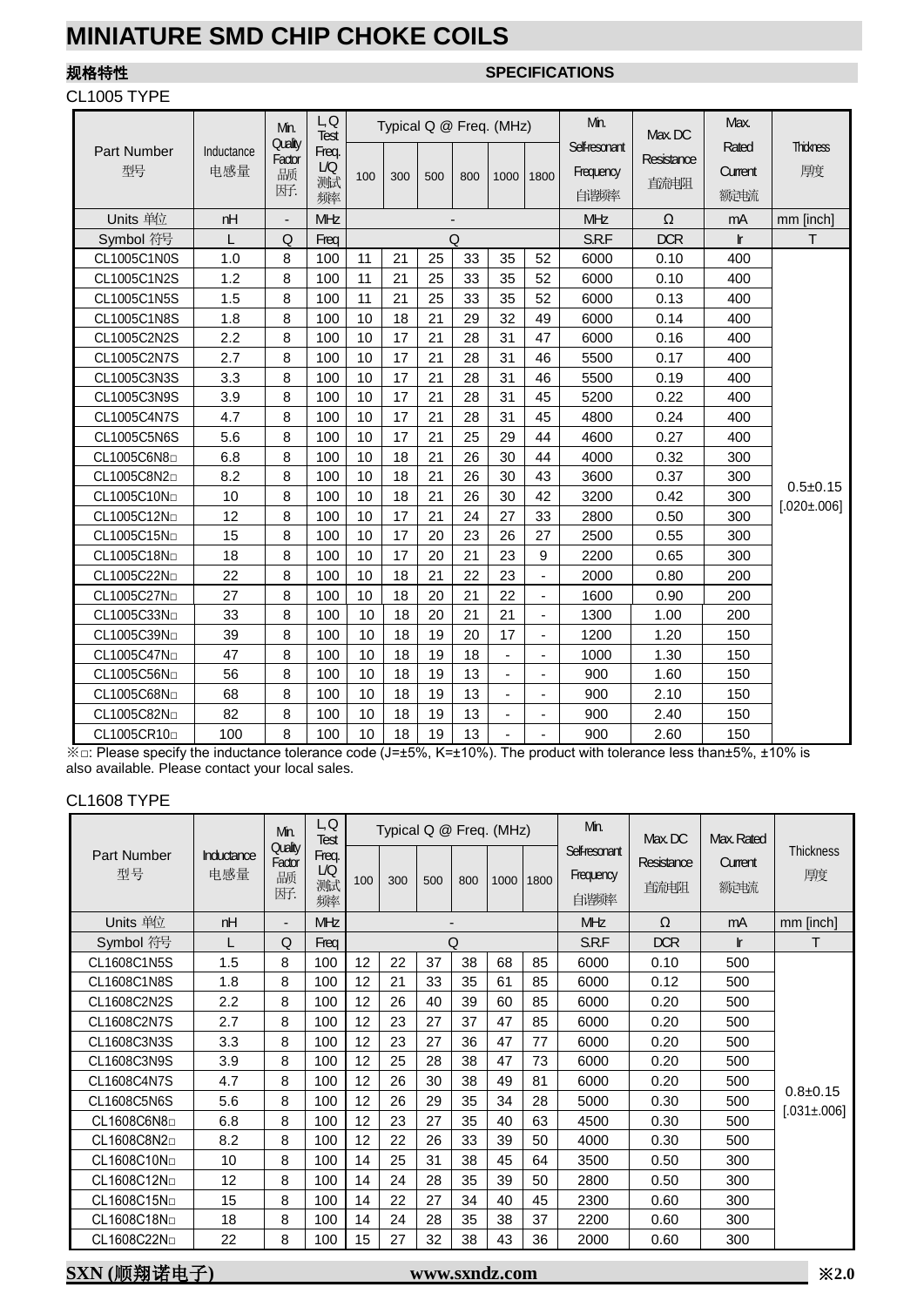# MINIATURE SMD CHIP CHOKE COILS

**规格特性** **SPECIFICATIONS**

CL1005 TYPE

| Part Number 型号 | Inductance 电感量 | Min. Quality Factor 品质因子 | L,Q Test Freq. L/Q 测试频率 | Typical Q @ Freq. (MHz) | | | | | | Min. Self-resonant Frequency 自谐频率 | Max. DC Resistance 直流电阻 | Max. Rated Current 额定电流 | Thickness 厚度 |
|---|---|---|---|---|---|---|---|---|---|---|---|---|---|
| | | | | 100 | 300 | 500 | 800 | 1000 | 1800 | | | | |
| Units 单位 | nH | - | MHz | - | | | | | | MHz | Ω | mA | mm [inch] |
| Symbol 符号 | L | Q | Freq | Q | | | | | | S.R.F | DCR | Ir | T |
| CL1005C1N0S | 1.0 | 8 | 100 | 11 | 21 | 25 | 33 | 35 | 52 | 6000 | 0.10 | 400 | 0.5±0.15 [.020±.006] |
| CL1005C1N2S | 1.2 | 8 | 100 | 11 | 21 | 25 | 33 | 35 | 52 | 6000 | 0.10 | 400 | |
| CL1005C1N5S | 1.5 | 8 | 100 | 11 | 21 | 25 | 33 | 35 | 52 | 6000 | 0.13 | 400 | |
| CL1005C1N8S | 1.8 | 8 | 100 | 10 | 18 | 21 | 29 | 32 | 49 | 6000 | 0.14 | 400 | |
| CL1005C2N2S | 2.2 | 8 | 100 | 10 | 17 | 21 | 28 | 31 | 47 | 6000 | 0.16 | 400 | |
| CL1005C2N7S | 2.7 | 8 | 100 | 10 | 17 | 21 | 28 | 31 | 46 | 5500 | 0.17 | 400 | |
| CL1005C3N3S | 3.3 | 8 | 100 | 10 | 17 | 21 | 28 | 31 | 46 | 5500 | 0.19 | 400 | |
| CL1005C3N9S | 3.9 | 8 | 100 | 10 | 17 | 21 | 28 | 31 | 45 | 5200 | 0.22 | 400 | |
| CL1005C4N7S | 4.7 | 8 | 100 | 10 | 17 | 21 | 28 | 31 | 45 | 4800 | 0.24 | 400 | |
| CL1005C5N6S | 5.6 | 8 | 100 | 10 | 17 | 21 | 25 | 29 | 44 | 4600 | 0.27 | 400 | |
| CL1005C6N8□ | 6.8 | 8 | 100 | 10 | 18 | 21 | 26 | 30 | 44 | 4000 | 0.32 | 300 | |
| CL1005C8N2□ | 8.2 | 8 | 100 | 10 | 18 | 21 | 26 | 30 | 43 | 3600 | 0.37 | 300 | |
| CL1005C10N□ | 10 | 8 | 100 | 10 | 18 | 21 | 26 | 30 | 42 | 3200 | 0.42 | 300 | |
| CL1005C12N□ | 12 | 8 | 100 | 10 | 17 | 21 | 24 | 27 | 33 | 2800 | 0.50 | 300 | |
| CL1005C15N□ | 15 | 8 | 100 | 10 | 17 | 20 | 23 | 26 | 27 | 2500 | 0.55 | 300 | |
| CL1005C18N□ | 18 | 8 | 100 | 10 | 17 | 20 | 21 | 23 | 9 | 2200 | 0.65 | 300 | |
| CL1005C22N□ | 22 | 8 | 100 | 10 | 18 | 21 | 22 | 23 | - | 2000 | 0.80 | 200 | |
| CL1005C27N□ | 27 | 8 | 100 | 10 | 18 | 20 | 21 | 22 | - | 1600 | 0.90 | 200 | |
| CL1005C33N□ | 33 | 8 | 100 | 10 | 18 | 20 | 21 | 21 | - | 1300 | 1.00 | 200 | |
| CL1005C39N□ | 39 | 8 | 100 | 10 | 18 | 19 | 20 | 17 | - | 1200 | 1.20 | 150 | |
| CL1005C47N□ | 47 | 8 | 100 | 10 | 18 | 19 | 18 | - | - | 1000 | 1.30 | 150 | |
| CL1005C56N□ | 56 | 8 | 100 | 10 | 18 | 19 | 13 | - | - | 900 | 1.60 | 150 | |
| CL1005C68N□ | 68 | 8 | 100 | 10 | 18 | 19 | 13 | - | - | 900 | 2.10 | 150 | |
| CL1005C82N□ | 82 | 8 | 100 | 10 | 18 | 19 | 13 | - | - | 900 | 2.40 | 150 | |
| CL1005CR10□ | 100 | 8 | 100 | 10 | 18 | 19 | 13 | - | - | 900 | 2.60 | 150 | |

※□: Please specify the inductance tolerance code (J=±5%, K=±10%). The product with tolerance less than±5%, ±10% is also available. Please contact your local sales.

CL1608 TYPE

| Part Number 型号 | Inductance 电感量 | Min. Quality Factor 品质因子 | L,Q Test Freq. L/Q 测试频率 | Typical Q @ Freq. (MHz) | | | | | | Min. Self-resonant Frequency 自谐频率 | Max. DC Resistance 直流电阻 | Max. Rated Current 额定电流 | Thickness 厚度 |
|---|---|---|---|---|---|---|---|---|---|---|---|---|---|
| | | | | 100 | 300 | 500 | 800 | 1000 | 1800 | | | | |
| Units 单位 | nH | - | MHz | - | | | | | | MHz | Ω | mA | mm [inch] |
| Symbol 符号 | L | Q | Freq | Q | | | | | | S.R.F | DCR | Ir | T |
| CL1608C1N5S | 1.5 | 8 | 100 | 12 | 22 | 37 | 38 | 68 | 85 | 6000 | 0.10 | 500 | 0.8±0.15 [.031±.006] |
| CL1608C1N8S | 1.8 | 8 | 100 | 12 | 21 | 33 | 35 | 61 | 85 | 6000 | 0.12 | 500 | |
| CL1608C2N2S | 2.2 | 8 | 100 | 12 | 26 | 40 | 39 | 60 | 85 | 6000 | 0.20 | 500 | |
| CL1608C2N7S | 2.7 | 8 | 100 | 12 | 23 | 27 | 37 | 47 | 85 | 6000 | 0.20 | 500 | |
| CL1608C3N3S | 3.3 | 8 | 100 | 12 | 23 | 27 | 36 | 47 | 77 | 6000 | 0.20 | 500 | |
| CL1608C3N9S | 3.9 | 8 | 100 | 12 | 25 | 28 | 38 | 47 | 73 | 6000 | 0.20 | 500 | |
| CL1608C4N7S | 4.7 | 8 | 100 | 12 | 26 | 30 | 38 | 49 | 81 | 6000 | 0.20 | 500 | |
| CL1608C5N6S | 5.6 | 8 | 100 | 12 | 26 | 29 | 35 | 34 | 28 | 5000 | 0.30 | 500 | |
| CL1608C6N8□ | 6.8 | 8 | 100 | 12 | 23 | 27 | 35 | 40 | 63 | 4500 | 0.30 | 500 | |
| CL1608C8N2□ | 8.2 | 8 | 100 | 12 | 22 | 26 | 33 | 39 | 50 | 4000 | 0.30 | 500 | |
| CL1608C10N□ | 10 | 8 | 100 | 14 | 25 | 31 | 38 | 45 | 64 | 3500 | 0.50 | 300 | |
| CL1608C12N□ | 12 | 8 | 100 | 14 | 24 | 28 | 35 | 39 | 50 | 2800 | 0.50 | 300 | |
| CL1608C15N□ | 15 | 8 | 100 | 14 | 22 | 27 | 34 | 40 | 45 | 2300 | 0.60 | 300 | |
| CL1608C18N□ | 18 | 8 | 100 | 14 | 24 | 28 | 35 | 38 | 37 | 2200 | 0.60 | 300 | |
| CL1608C22N□ | 22 | 8 | 100 | 15 | 27 | 32 | 38 | 43 | 36 | 2000 | 0.60 | 300 | |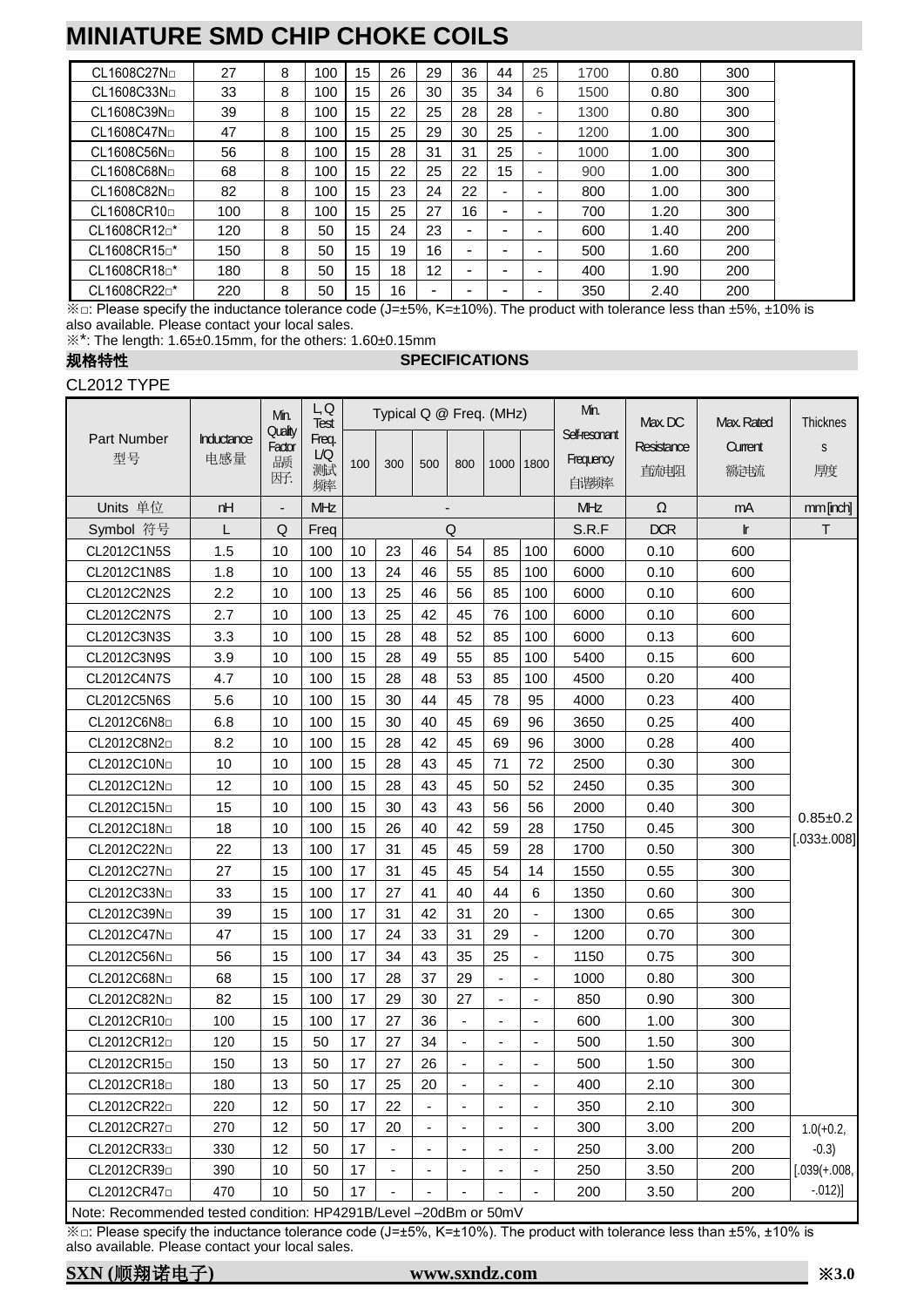# MINIATURE SMD CHIP CHOKE COILS

| | | | | | | | | | | | | |
|---|---|---|---|---|---|---|---|---|---|---|---|---|
| CL1608C27N□ | 27 | 8 | 100 | 15 | 26 | 29 | 36 | 44 | 25 | 1700 | 0.80 | 300 |
| CL1608C33N□ | 33 | 8 | 100 | 15 | 26 | 30 | 35 | 34 | 6 | 1500 | 0.80 | 300 |
| CL1608C39N□ | 39 | 8 | 100 | 15 | 22 | 25 | 28 | 28 | - | 1300 | 0.80 | 300 |
| CL1608C47N□ | 47 | 8 | 100 | 15 | 25 | 29 | 30 | 25 | - | 1200 | 1.00 | 300 |
| CL1608C56N□ | 56 | 8 | 100 | 15 | 28 | 31 | 31 | 25 | - | 1000 | 1.00 | 300 |
| CL1608C68N□ | 68 | 8 | 100 | 15 | 22 | 25 | 22 | 15 | - | 900 | 1.00 | 300 |
| CL1608C82N□ | 82 | 8 | 100 | 15 | 23 | 24 | 22 | - | - | 800 | 1.00 | 300 |
| CL1608CR10□ | 100 | 8 | 100 | 15 | 25 | 27 | 16 | - | - | 700 | 1.20 | 300 |
| CL1608CR12□* | 120 | 8 | 50 | 15 | 24 | 23 | - | - | - | 600 | 1.40 | 200 |
| CL1608CR15□* | 150 | 8 | 50 | 15 | 19 | 16 | - | - | - | 500 | 1.60 | 200 |
| CL1608CR18□* | 180 | 8 | 50 | 15 | 18 | 12 | - | - | - | 400 | 1.90 | 200 |
| CL1608CR22□* | 220 | 8 | 50 | 15 | 16 | - | - | - | - | 350 | 2.40 | 200 |

※□: Please specify the inductance tolerance code (J=±5%, K=±10%). The product with tolerance less than ±5%, ±10% is also available. Please contact your local sales.
※*: The length: 1.65±0.15mm, for the others: 1.60±0.15mm

## 规格特性 SPECIFICATIONS

CL2012 TYPE

| Part Number 型号 | Inductance 电感量 | Min. Quality Factor 品质因子 | L,Q Test Freq. L/Q 测试频率 | Typical Q @ Freq. (MHz) | | | | | | Min. Self-resonant Frequency 自谐频率 | Max. DC Resistance 直流电阻 | Max. Rated Current 额定电流 | Thickness 厚度 |
|---|---|---|---|---|---|---|---|---|---|---|---|---|---|
| | | | | 100 | 300 | 500 | 800 | 1000 | 1800 | | | | |
| Units 单位 | nH | - | MHz | - | | | | | | MHz | Ω | mA | mm [inch] |
| Symbol 符号 | L | Q | Freq | Q | | | | | | S.R.F | DCR | Ir | T |
| CL2012C1N5S | 1.5 | 10 | 100 | 10 | 23 | 46 | 54 | 85 | 100 | 6000 | 0.10 | 600 | 0.85±0.2 [.033±.008] |
| CL2012C1N8S | 1.8 | 10 | 100 | 13 | 24 | 46 | 55 | 85 | 100 | 6000 | 0.10 | 600 | |
| CL2012C2N2S | 2.2 | 10 | 100 | 13 | 25 | 46 | 56 | 85 | 100 | 6000 | 0.10 | 600 | |
| CL2012C2N7S | 2.7 | 10 | 100 | 13 | 25 | 42 | 45 | 76 | 100 | 6000 | 0.10 | 600 | |
| CL2012C3N3S | 3.3 | 10 | 100 | 15 | 28 | 48 | 52 | 85 | 100 | 6000 | 0.13 | 600 | |
| CL2012C3N9S | 3.9 | 10 | 100 | 15 | 28 | 49 | 55 | 85 | 100 | 5400 | 0.15 | 600 | |
| CL2012C4N7S | 4.7 | 10 | 100 | 15 | 28 | 48 | 53 | 85 | 100 | 4500 | 0.20 | 400 | |
| CL2012C5N6S | 5.6 | 10 | 100 | 15 | 30 | 44 | 45 | 78 | 95 | 4000 | 0.23 | 400 | |
| CL2012C6N8□ | 6.8 | 10 | 100 | 15 | 30 | 40 | 45 | 69 | 96 | 3650 | 0.25 | 400 | |
| CL2012C8N2□ | 8.2 | 10 | 100 | 15 | 28 | 42 | 45 | 69 | 96 | 3000 | 0.28 | 400 | |
| CL2012C10N□ | 10 | 10 | 100 | 15 | 28 | 43 | 45 | 71 | 72 | 2500 | 0.30 | 300 | |
| CL2012C12N□ | 12 | 10 | 100 | 15 | 28 | 43 | 45 | 50 | 52 | 2450 | 0.35 | 300 | |
| CL2012C15N□ | 15 | 10 | 100 | 15 | 30 | 43 | 43 | 56 | 56 | 2000 | 0.40 | 300 | |
| CL2012C18N□ | 18 | 10 | 100 | 15 | 26 | 40 | 42 | 59 | 28 | 1750 | 0.45 | 300 | |
| CL2012C22N□ | 22 | 13 | 100 | 17 | 31 | 45 | 45 | 59 | 28 | 1700 | 0.50 | 300 | |
| CL2012C27N□ | 27 | 15 | 100 | 17 | 31 | 45 | 45 | 54 | 14 | 1550 | 0.55 | 300 | |
| CL2012C33N□ | 33 | 15 | 100 | 17 | 27 | 41 | 40 | 44 | 6 | 1350 | 0.60 | 300 | |
| CL2012C39N□ | 39 | 15 | 100 | 17 | 31 | 42 | 31 | 20 | - | 1300 | 0.65 | 300 | |
| CL2012C47N□ | 47 | 15 | 100 | 17 | 24 | 33 | 31 | 29 | - | 1200 | 0.70 | 300 | |
| CL2012C56N□ | 56 | 15 | 100 | 17 | 34 | 43 | 35 | 25 | - | 1150 | 0.75 | 300 | |
| CL2012C68N□ | 68 | 15 | 100 | 17 | 28 | 37 | 29 | - | - | 1000 | 0.80 | 300 | |
| CL2012C82N□ | 82 | 15 | 100 | 17 | 29 | 30 | 27 | - | - | 850 | 0.90 | 300 | |
| CL2012CR10□ | 100 | 15 | 100 | 17 | 27 | 36 | - | - | - | 600 | 1.00 | 300 | |
| CL2012CR12□ | 120 | 15 | 50 | 17 | 27 | 34 | - | - | - | 500 | 1.50 | 300 | |
| CL2012CR15□ | 150 | 13 | 50 | 17 | 27 | 26 | - | - | - | 500 | 1.50 | 300 | |
| CL2012CR18□ | 180 | 13 | 50 | 17 | 25 | 20 | - | - | - | 400 | 2.10 | 300 | |
| CL2012CR22□ | 220 | 12 | 50 | 17 | 22 | - | - | - | - | 350 | 2.10 | 300 | |
| CL2012CR27□ | 270 | 12 | 50 | 17 | 20 | - | - | - | - | 300 | 3.00 | 200 | 1.0(+0.2, -0.3) [.039(+.008, -.012)] |
| CL2012CR33□ | 330 | 12 | 50 | 17 | - | - | - | - | - | 250 | 3.00 | 200 | |
| CL2012CR39□ | 390 | 10 | 50 | 17 | - | - | - | - | - | 250 | 3.50 | 200 | |
| CL2012CR47□ | 470 | 10 | 50 | 17 | - | - | - | - | - | 200 | 3.50 | 200 | |

Note: Recommended tested condition: HP4291B/Level –20dBm or 50mV

※□: Please specify the inductance tolerance code (J=±5%, K=±10%). The product with tolerance less than ±5%, ±10% is also available. Please contact your local sales.

SXN (顺翔诺电子) www.sxndz.com ※3.0